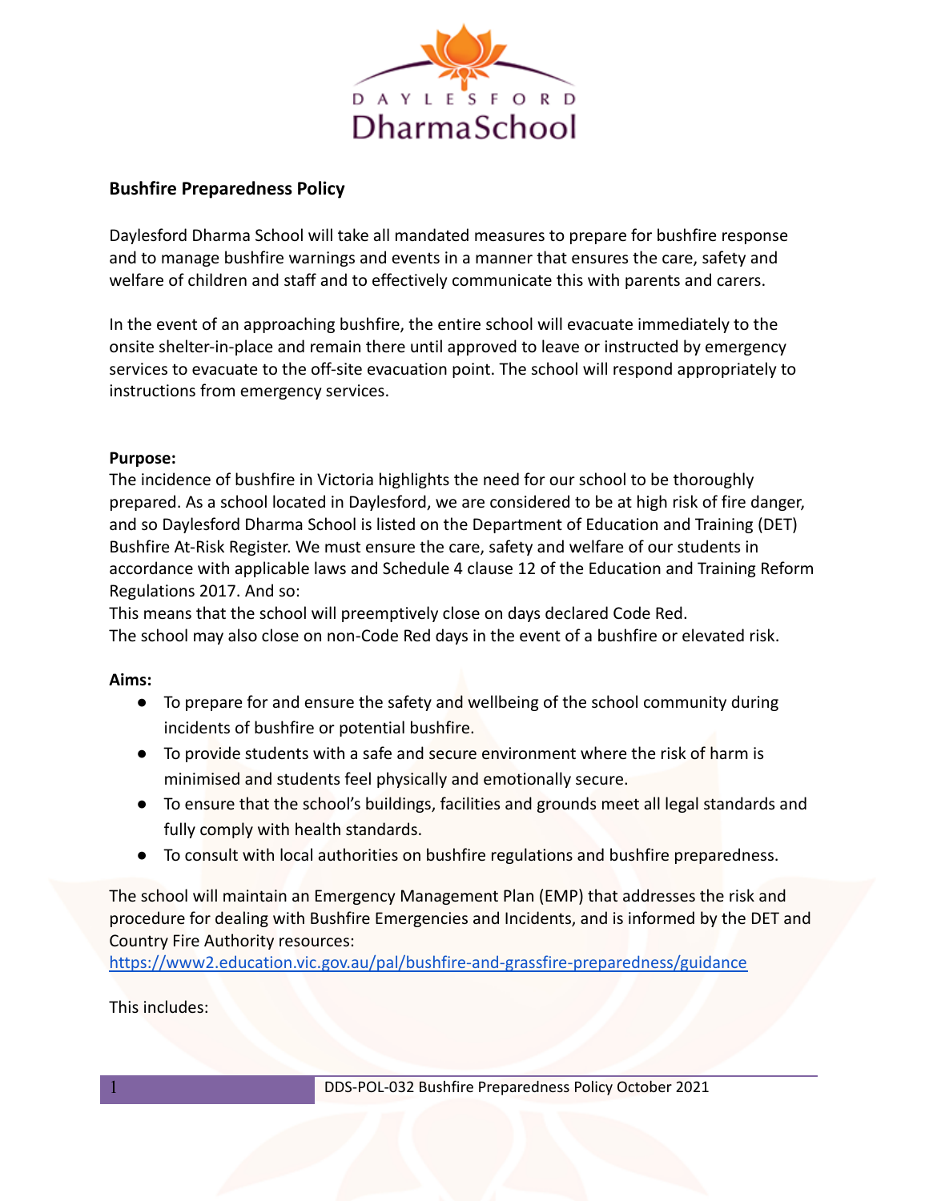**Bushfire Preparedness Policy**

Daylesford Dharma School will take all mandated measures to prepare for bushfire response and to manage bushfire warnings and events in a manner that ensures the care, safety and welfare of children and staff and to effectively communicate this with parents and carers.

In the event of an approaching bushfire, the entire school will evacuate immediately to the onsite shelter-in-place and remain there until approved to leave or instructed by emergency services to evacuate to the off-site evacuation point. The school will respond appropriately to instructions from emergency services.

**Purpose:**
The incidence of bushfire in Victoria highlights the need for our school to be thoroughly prepared. As a school located in Daylesford, we are considered to be at high risk of fire danger, and so Daylesford Dharma School is listed on the Department of Education and Training (DET) Bushfire At-Risk Register. We must ensure the care, safety and welfare of our students in accordance with applicable laws and Schedule 4 clause 12 of the Education and Training Reform Regulations 2017. And so:
This means that the school will preemptively close on days declared Code Red.
The school may also close on non-Code Red days in the event of a bushfire or elevated risk.

**Aims:**

- To prepare for and ensure the safety and wellbeing of the school community during incidents of bushfire or potential bushfire.
- To provide students with a safe and secure environment where the risk of harm is minimised and students feel physically and emotionally secure.
- To ensure that the school's buildings, facilities and grounds meet all legal standards and fully comply with health standards.
- To consult with local authorities on bushfire regulations and bushfire preparedness.

The school will maintain an Emergency Management Plan (EMP) that addresses the risk and procedure for dealing with Bushfire Emergencies and Incidents, and is informed by the DET and Country Fire Authority resources:
[https://www2.education.vic.gov.au/pal/bushfire-and-grassfire-preparedness/guidance](https://www2.education.vic.gov.au/pal/bushfire-and-grassfire-preparedness/guidance)

This includes: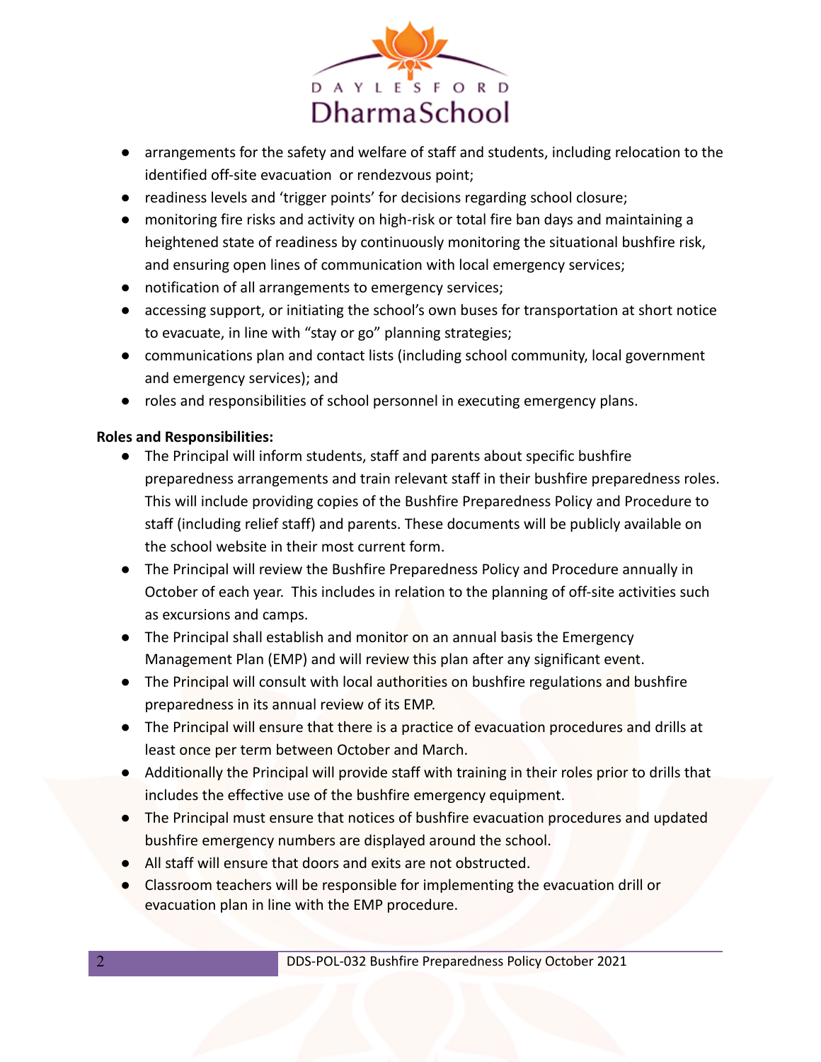- arrangements for the safety and welfare of staff and students, including relocation to the identified off-site evacuation or rendezvous point;
- readiness levels and 'trigger points' for decisions regarding school closure;
- monitoring fire risks and activity on high-risk or total fire ban days and maintaining a heightened state of readiness by continuously monitoring the situational bushfire risk, and ensuring open lines of communication with local emergency services;
- notification of all arrangements to emergency services;
- accessing support, or initiating the school's own buses for transportation at short notice to evacuate, in line with "stay or go" planning strategies;
- communications plan and contact lists (including school community, local government and emergency services); and
- roles and responsibilities of school personnel in executing emergency plans.

**Roles and Responsibilities:**

- The Principal will inform students, staff and parents about specific bushfire preparedness arrangements and train relevant staff in their bushfire preparedness roles. This will include providing copies of the Bushfire Preparedness Policy and Procedure to staff (including relief staff) and parents. These documents will be publicly available on the school website in their most current form.
- The Principal will review the Bushfire Preparedness Policy and Procedure annually in October of each year. This includes in relation to the planning of off-site activities such as excursions and camps.
- The Principal shall establish and monitor on an annual basis the Emergency Management Plan (EMP) and will review this plan after any significant event.
- The Principal will consult with local authorities on bushfire regulations and bushfire preparedness in its annual review of its EMP.
- The Principal will ensure that there is a practice of evacuation procedures and drills at least once per term between October and March.
- Additionally the Principal will provide staff with training in their roles prior to drills that includes the effective use of the bushfire emergency equipment.
- The Principal must ensure that notices of bushfire evacuation procedures and updated bushfire emergency numbers are displayed around the school.
- All staff will ensure that doors and exits are not obstructed.
- Classroom teachers will be responsible for implementing the evacuation drill or evacuation plan in line with the EMP procedure.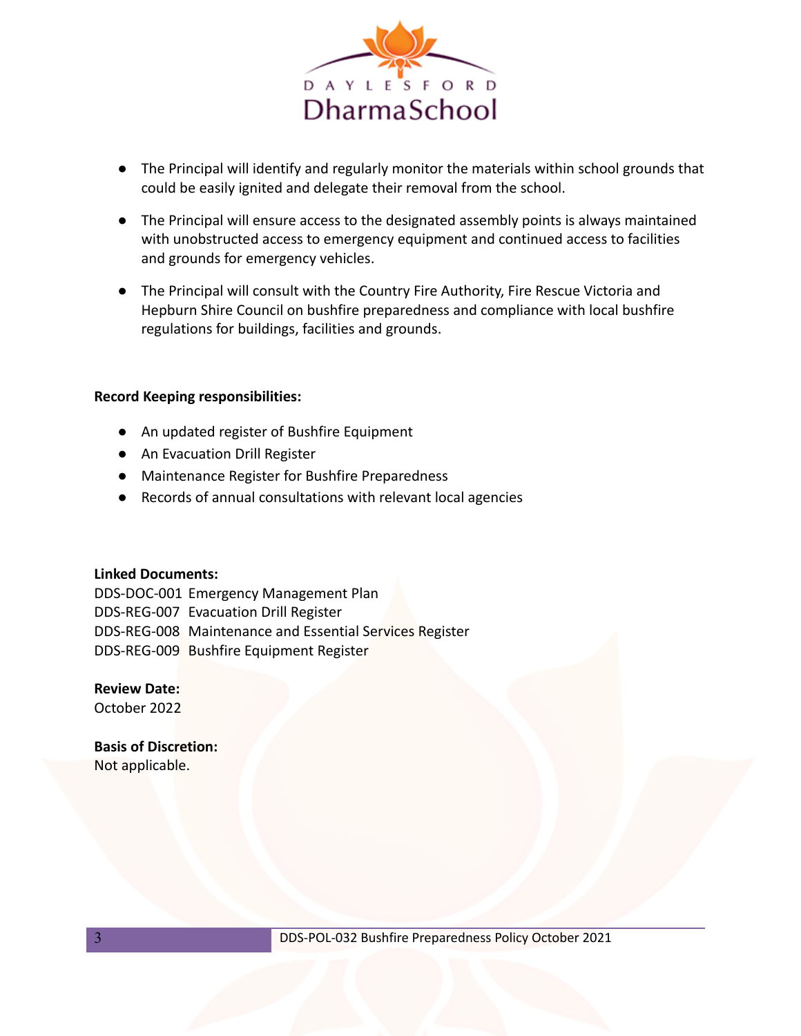- The Principal will identify and regularly monitor the materials within school grounds that could be easily ignited and delegate their removal from the school.
- The Principal will ensure access to the designated assembly points is always maintained with unobstructed access to emergency equipment and continued access to facilities and grounds for emergency vehicles.
- The Principal will consult with the Country Fire Authority, Fire Rescue Victoria and Hepburn Shire Council on bushfire preparedness and compliance with local bushfire regulations for buildings, facilities and grounds.

**Record Keeping responsibilities:**

- An updated register of Bushfire Equipment
- An Evacuation Drill Register
- Maintenance Register for Bushfire Preparedness
- Records of annual consultations with relevant local agencies

**Linked Documents:**

DDS-DOC-001 Emergency Management Plan
DDS-REG-007 Evacuation Drill Register
DDS-REG-008 Maintenance and Essential Services Register
DDS-REG-009 Bushfire Equipment Register

**Review Date:**

October 2022

**Basis of Discretion:**

Not applicable.